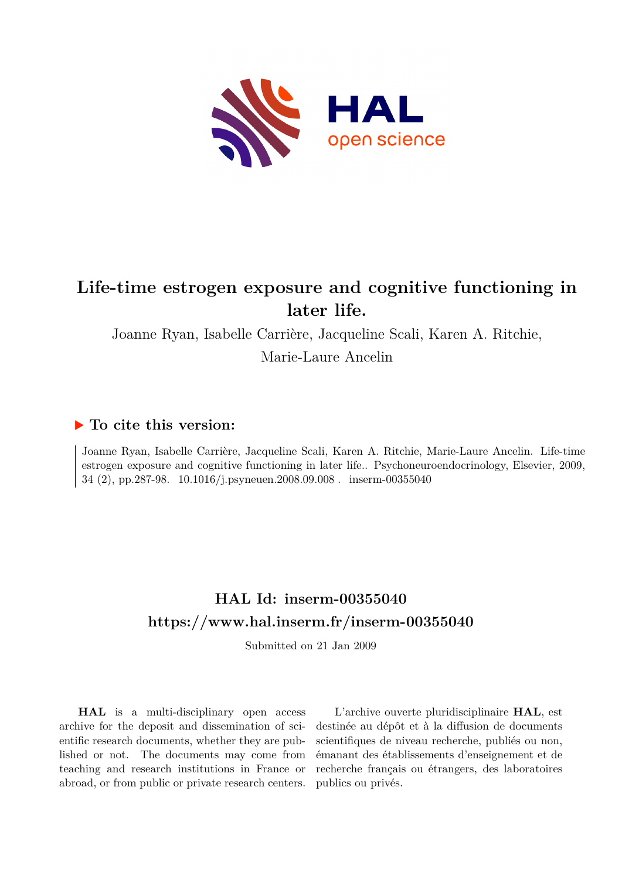# Life-time estrogen exposure and cognitive functioning in later life.

Joanne Ryan, Isabelle Carrière, Jacqueline Scali, Karen A. Ritchie, Marie-Laure Ancelin

## ▶ To cite this version:

Joanne Ryan, Isabelle Carrière, Jacqueline Scali, Karen A. Ritchie, Marie-Laure Ancelin. Life-time estrogen exposure and cognitive functioning in later life.. Psychoneuroendocrinology, Elsevier, 2009, 34 (2), pp.287-98. 10.1016/j.psyneuen.2008.09.008 . inserm-00355040

## HAL Id: inserm-00355040

## https://www.hal.inserm.fr/inserm-00355040

Submitted on 21 Jan 2009

**HAL** is a multi-disciplinary open access archive for the deposit and dissemination of scientific research documents, whether they are published or not. The documents may come from teaching and research institutions in France or abroad, or from public or private research centers.

L'archive ouverte pluridisciplinaire **HAL**, est destinée au dépôt et à la diffusion de documents scientifiques de niveau recherche, publiés ou non, émanant des établissements d'enseignement et de recherche français ou étrangers, des laboratoires publics ou privés.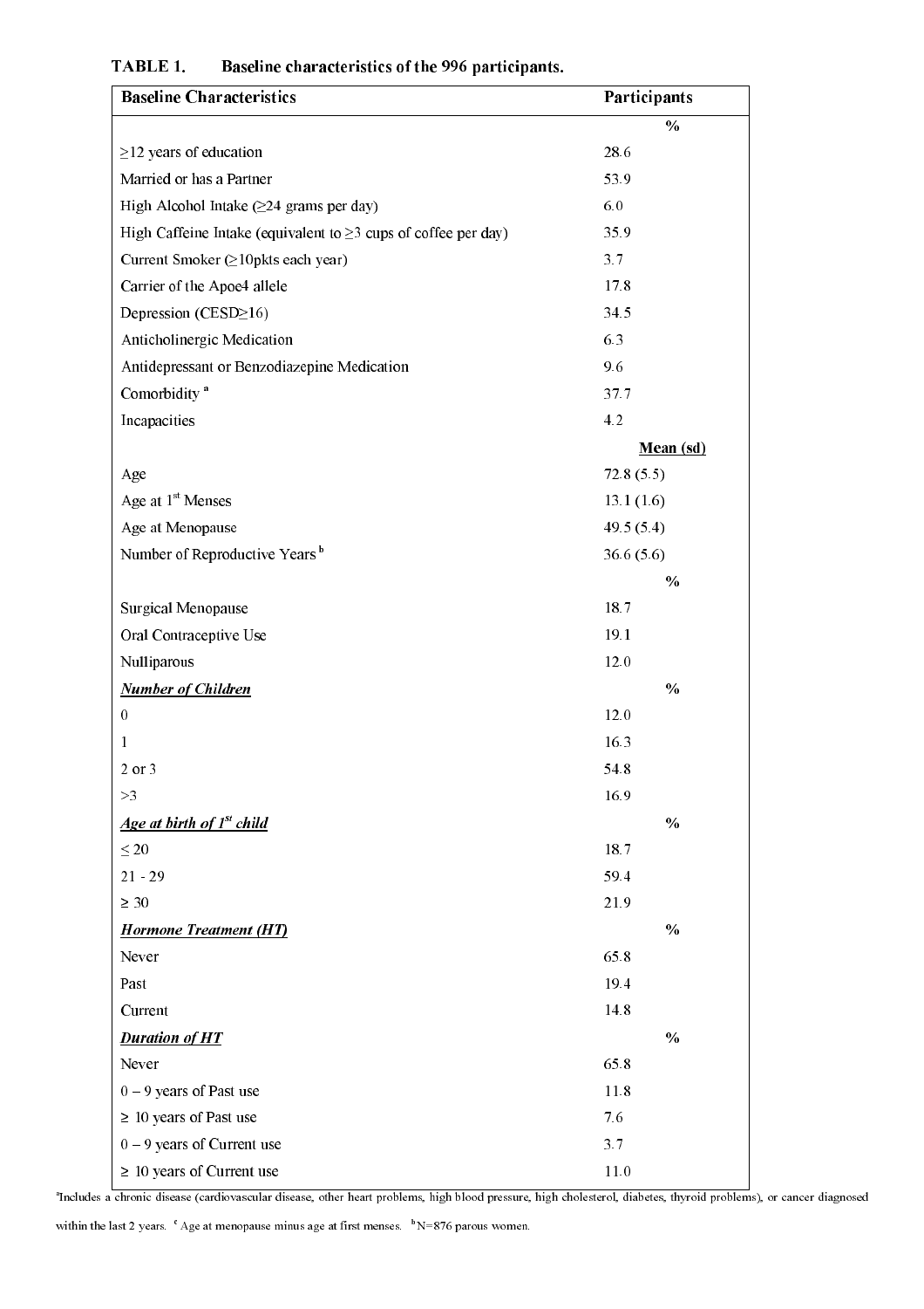**TABLE 1. Baseline characteristics of the 996 participants.**

| Baseline Characteristics | Participants |
|---|---|
| | % |
| ≥12 years of education | 28.6 |
| Married or has a Partner | 53.9 |
| High Alcohol Intake (≥24 grams per day) | 6.0 |
| High Caffeine Intake (equivalent to ≥3 cups of coffee per day) | 35.9 |
| Current Smoker (≥10pkts each year) | 3.7 |
| Carrier of the Apoe4 allele | 17.8 |
| Depression (CESD≥16) | 34.5 |
| Anticholinergic Medication | 6.3 |
| Antidepressant or Benzodiazepine Medication | 9.6 |
| Comorbidity [a] | 37.7 |
| Incapacities | 4.2 |
| | **Mean (sd)** |
| Age | 72.8 (5.5) |
| Age at 1[st] Menses | 13.1 (1.6) |
| Age at Menopause | 49.5 (5.4) |
| Number of Reproductive Years [b] | 36.6 (5.6) |
| | % |
| Surgical Menopause | 18.7 |
| Oral Contraceptive Use | 19.1 |
| Nulliparous | 12.0 |
| ***Number of Children*** | % |
| 0 | 12.0 |
| 1 | 16.3 |
| 2 or 3 | 54.8 |
| >3 | 16.9 |
| ***Age at birth of 1[st] child*** | % |
| ≤ 20 | 18.7 |
| 21 - 29 | 59.4 |
| ≥ 30 | 21.9 |
| ***Hormone Treatment (HT)*** | % |
| Never | 65.8 |
| Past | 19.4 |
| Current | 14.8 |
| ***Duration of HT*** | % |
| Never | 65.8 |
| 0 – 9 years of Past use | 11.8 |
| ≥ 10 years of Past use | 7.6 |
| 0 – 9 years of Current use | 3.7 |
| ≥ 10 years of Current use | 11.0 |

[a]Includes a chronic disease (cardiovascular disease, other heart problems, high blood pressure, high cholesterol, diabetes, thyroid problems), or cancer diagnosed within the last 2 years. [c] Age at menopause minus age at first menses. [b]N=876 parous women.